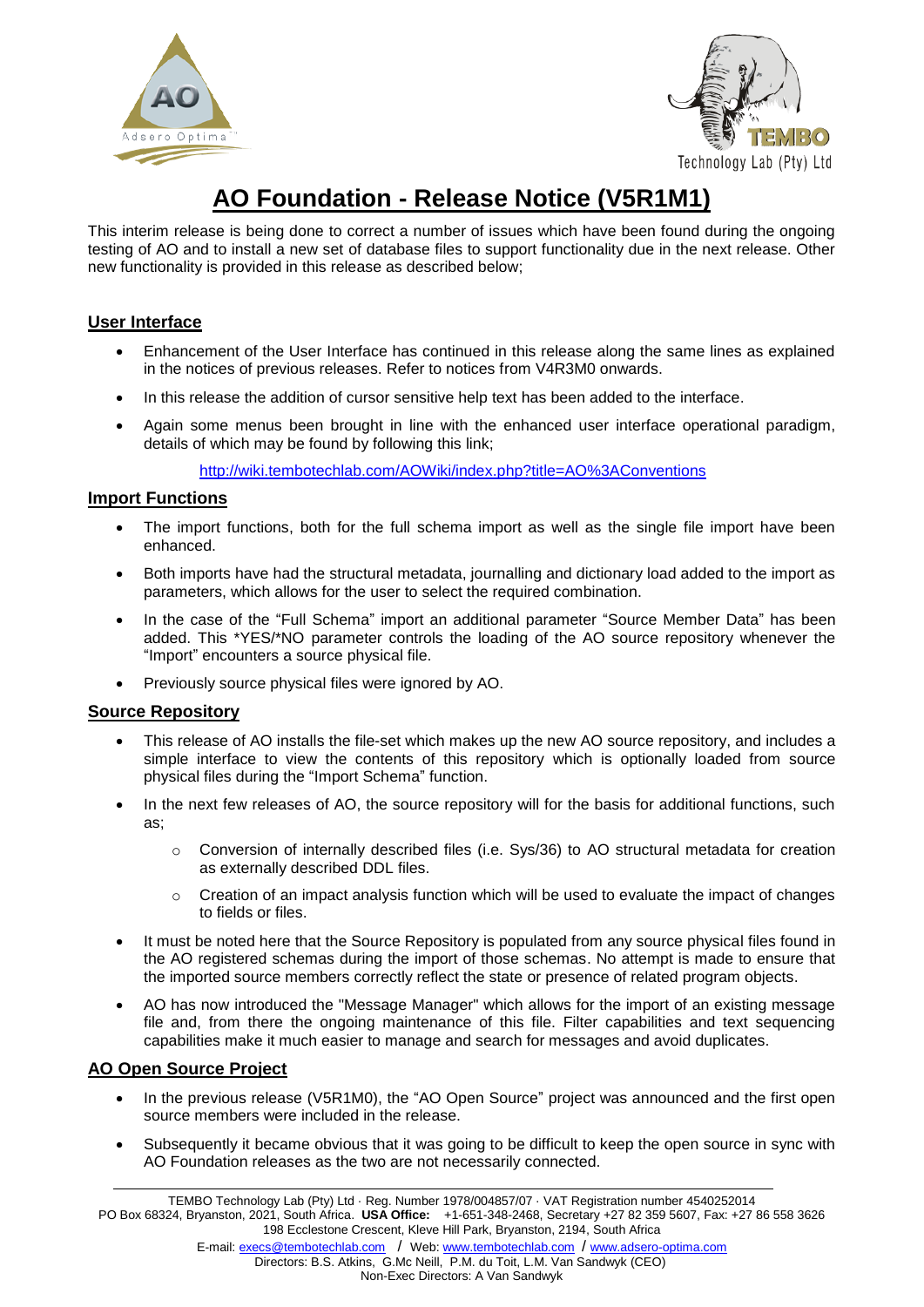# AO Foundation - Release Notice (V5R1M1)

This interim release is being done to correct a number of issues which have been found during the ongoing testing of AO and to install a new set of database files to support functionality due in the next release. Other new functionality is provided in this release as described below;

## User Interface

- Enhancement of the User Interface has continued in this release along the same lines as explained in the notices of previous releases. Refer to notices from V4R3M0 onwards.
- In this release the addition of cursor sensitive help text has been added to the interface.
- Again some menus been brought in line with the enhanced user interface operational paradigm, details of which may be found by following this link;

  http://wiki.tembotechlab.com/AOWiki/index.php?title=AO%3AConventions

## Import Functions

- The import functions, both for the full schema import as well as the single file import have been enhanced.
- Both imports have had the structural metadata, journalling and dictionary load added to the import as parameters, which allows for the user to select the required combination.
- In the case of the "Full Schema" import an additional parameter "Source Member Data" has been added. This *YES/*NO parameter controls the loading of the AO source repository whenever the "Import" encounters a source physical file.
- Previously source physical files were ignored by AO.

## Source Repository

- This release of AO installs the file-set which makes up the new AO source repository, and includes a simple interface to view the contents of this repository which is optionally loaded from source physical files during the "Import Schema" function.
- In the next few releases of AO, the source repository will for the basis for additional functions, such as;
  - Conversion of internally described files (i.e. Sys/36) to AO structural metadata for creation as externally described DDL files.
  - Creation of an impact analysis function which will be used to evaluate the impact of changes to fields or files.
- It must be noted here that the Source Repository is populated from any source physical files found in the AO registered schemas during the import of those schemas. No attempt is made to ensure that the imported source members correctly reflect the state or presence of related program objects.
- AO has now introduced the "Message Manager" which allows for the import of an existing message file and, from there the ongoing maintenance of this file. Filter capabilities and text sequencing capabilities make it much easier to manage and search for messages and avoid duplicates.

## AO Open Source Project

- In the previous release (V5R1M0), the "AO Open Source" project was announced and the first open source members were included in the release.
- Subsequently it became obvious that it was going to be difficult to keep the open source in sync with AO Foundation releases as the two are not necessarily connected.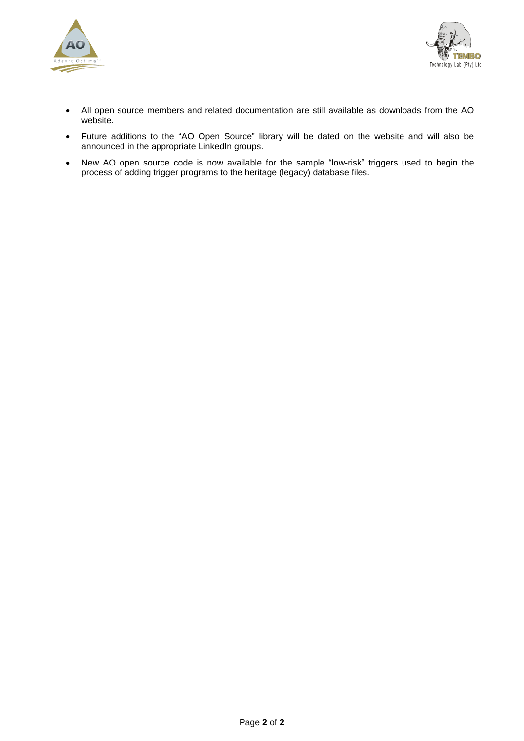- All open source members and related documentation are still available as downloads from the AO website.
- Future additions to the "AO Open Source" library will be dated on the website and will also be announced in the appropriate LinkedIn groups.
- New AO open source code is now available for the sample "low-risk" triggers used to begin the process of adding trigger programs to the heritage (legacy) database files.